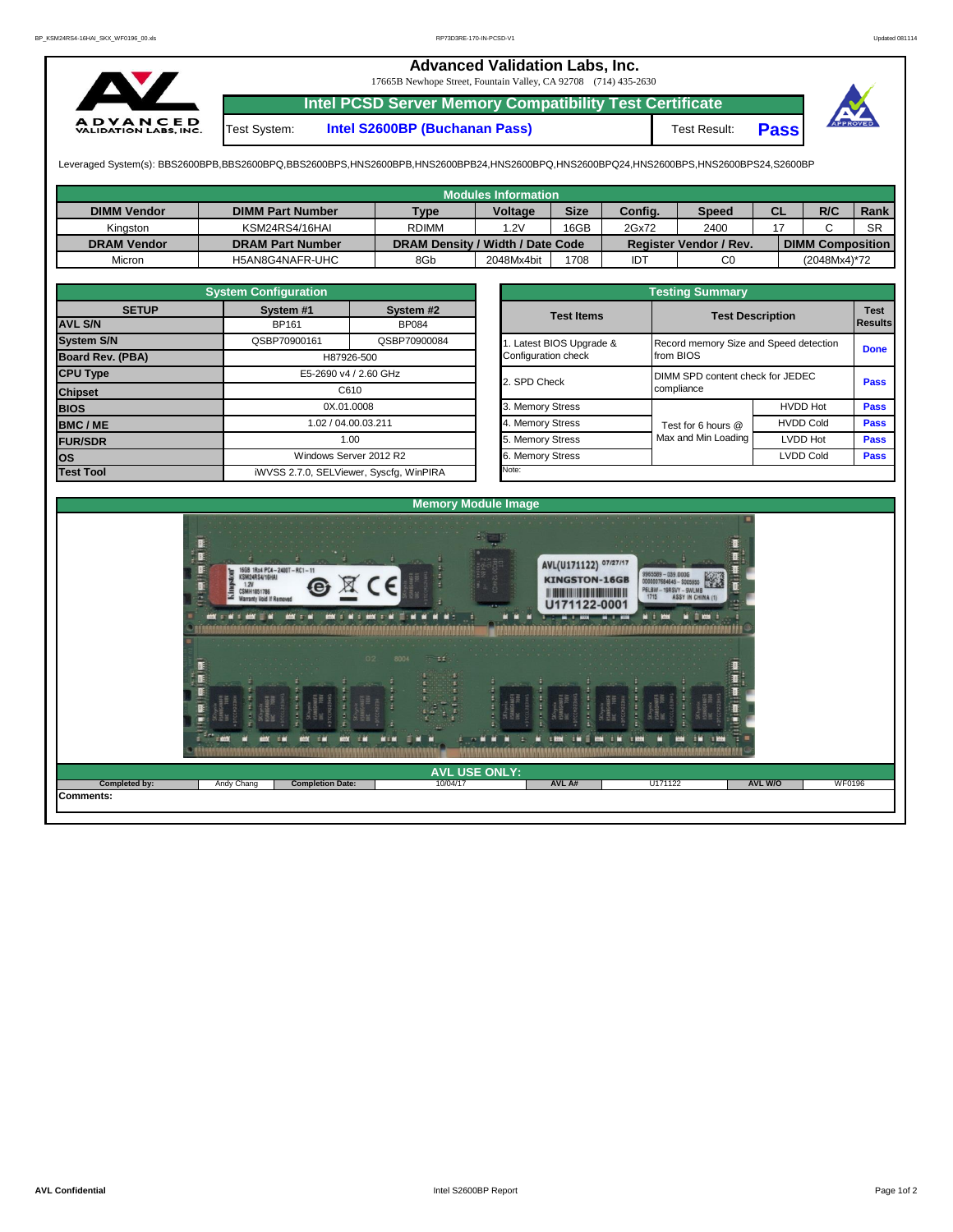# Advanced Validation Labs, Inc.

17665B Newhope Street, Fountain Valley, CA 92708 (714) 435-2630

## Intel PCSD Server Memory Compatibility Test Certificate

| Test System: | Intel S2600BP (Buchanan Pass) | Test Result: | Pass |
|---|---|---|---|

Leveraged System(s): BBS2600BPB,BBS2600BPQ,BBS2600BPS,HNS2600BPB,HNS2600BPB24,HNS2600BPQ,HNS2600BPQ24,HNS2600BPS,HNS2600BPS24,S2600BP

### Modules Information

| DIMM Vendor | DIMM Part Number | Type | Voltage | Size | Config. | Speed | CL | R/C | Rank |
|---|---|---|---|---|---|---|---|---|---|
| Kingston | KSM24RS4/16HAI | RDIMM | 1.2V | 16GB | 2Gx72 | 2400 | 17 | C | SR |
| **DRAM Vendor** | **DRAM Part Number** | **DRAM Density / Width / Date Code** | | | **Register Vendor / Rev.** | | **DIMM Composition** | | |
| Micron | H5AN8G4NAFR-UHC | 8Gb | 2048Mx4bit | 1708 | IDT | C0 | (2048Mx4)*72 | | |

### System Configuration

| SETUP | System #1 | System #2 |
|---|---|---|
| AVL S/N | BP161 | BP084 |
| System S/N | QSBP70900161 | QSBP70900084 |
| Board Rev. (PBA) | H87926-500 | |
| CPU Type | E5-2690 v4 / 2.60 GHz | |
| Chipset | C610 | |
| BIOS | 0X.01.0008 | |
| BMC / ME | 1.02 / 04.00.03.211 | |
| FUR/SDR | 1.00 | |
| OS | Windows Server 2012 R2 | |
| Test Tool | iWVSS 2.7.0, SELViewer, Syscfg, WinPIRA | |

### Testing Summary

| Test Items | Test Description | | Test Results |
|---|---|---|---|
| 1. Latest BIOS Upgrade & Configuration check | Record memory Size and Speed detection from BIOS | | Done |
| 2. SPD Check | DIMM SPD content check for JEDEC compliance | | Pass |
| 3. Memory Stress | Test for 6 hours @ Max and Min Loading | HVDD Hot | Pass |
| 4. Memory Stress | | HVDD Cold | Pass |
| 5. Memory Stress | | LVDD Hot | Pass |
| 6. Memory Stress | | LVDD Cold | Pass |

Note:

### Memory Module Image

### AVL USE ONLY:

| Completed by: | Andy Chang | Completion Date: | 10/04/17 | AVL A# | U171122 | AVL W/O | WF0196 |
|---|---|---|---|---|---|---|---|

Comments: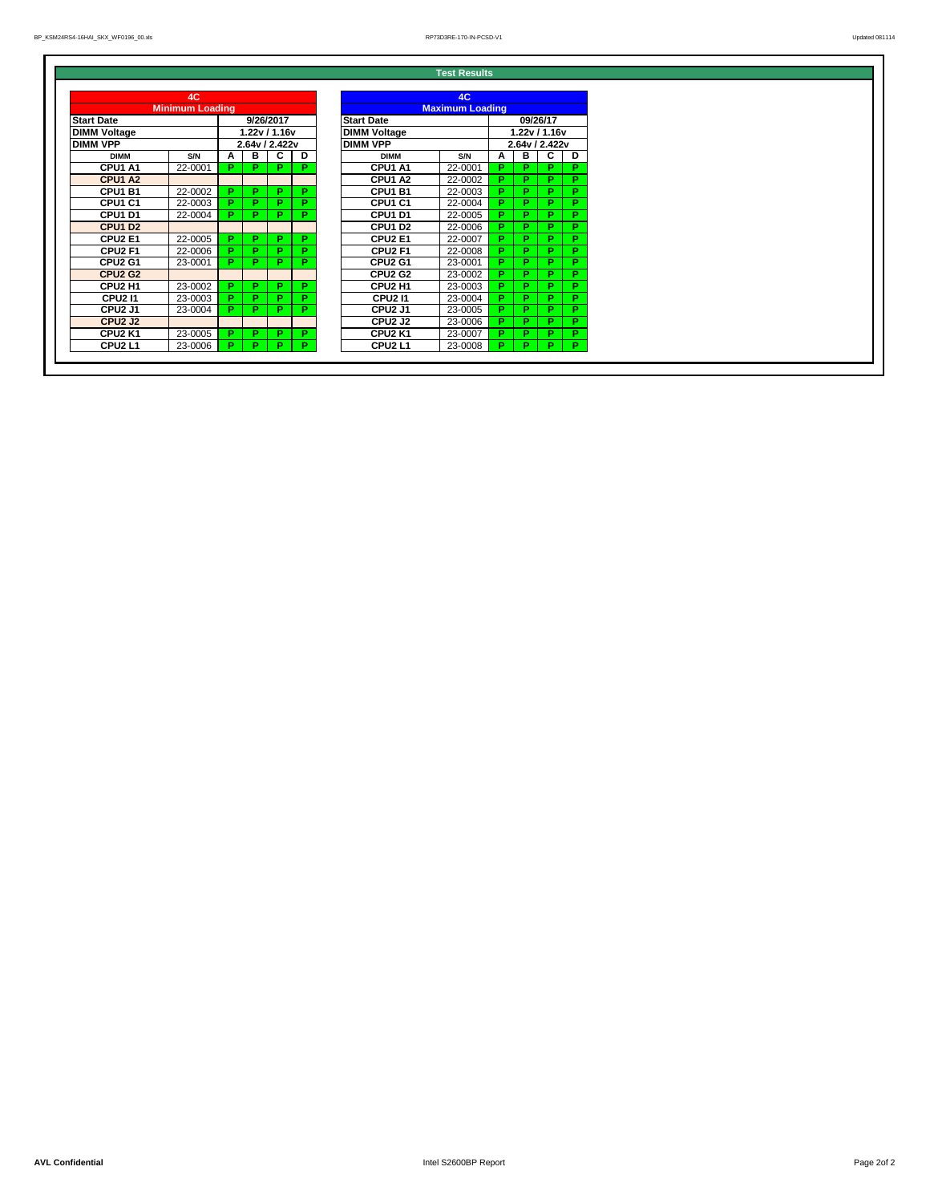## Test Results

| 4C | | | | | |
|---|---|---|---|---|---|
| **Minimum Loading** | | | | | |
| **Start Date** | | 9/26/2017 | | | |
| **DIMM Voltage** | | 1.22v / 1.16v | | | |
| **DIMM VPP** | | 2.64v / 2.422v | | | |
| **DIMM** | **S/N** | **A** | **B** | **C** | **D** |
| CPU1 A1 | 22-0001 | P | P | P | P |
| CPU1 A2 | | | | | |
| CPU1 B1 | 22-0002 | P | P | P | P |
| CPU1 C1 | 22-0003 | P | P | P | P |
| CPU1 D1 | 22-0004 | P | P | P | P |
| CPU1 D2 | | | | | |
| CPU2 E1 | 22-0005 | P | P | P | P |
| CPU2 F1 | 22-0006 | P | P | P | P |
| CPU2 G1 | 23-0001 | P | P | P | P |
| CPU2 G2 | | | | | |
| CPU2 H1 | 23-0002 | P | P | P | P |
| CPU2 I1 | 23-0003 | P | P | P | P |
| CPU2 J1 | 23-0004 | P | P | P | P |
| CPU2 J2 | | | | | |
| CPU2 K1 | 23-0005 | P | P | P | P |
| CPU2 L1 | 23-0006 | P | P | P | P |

| 4C | | | | | |
|---|---|---|---|---|---|
| **Maximum Loading** | | | | | |
| **Start Date** | | 09/26/17 | | | |
| **DIMM Voltage** | | 1.22v / 1.16v | | | |
| **DIMM VPP** | | 2.64v / 2.422v | | | |
| **DIMM** | **S/N** | **A** | **B** | **C** | **D** |
| CPU1 A1 | 22-0001 | P | P | P | P |
| CPU1 A2 | 22-0002 | P | P | P | P |
| CPU1 B1 | 22-0003 | P | P | P | P |
| CPU1 C1 | 22-0004 | P | P | P | P |
| CPU1 D1 | 22-0005 | P | P | P | P |
| CPU1 D2 | 22-0006 | P | P | P | P |
| CPU2 E1 | 22-0007 | P | P | P | P |
| CPU2 F1 | 22-0008 | P | P | P | P |
| CPU2 G1 | 23-0001 | P | P | P | P |
| CPU2 G2 | 23-0002 | P | P | P | P |
| CPU2 H1 | 23-0003 | P | P | P | P |
| CPU2 I1 | 23-0004 | P | P | P | P |
| CPU2 J1 | 23-0005 | P | P | P | P |
| CPU2 J2 | 23-0006 | P | P | P | P |
| CPU2 K1 | 23-0007 | P | P | P | P |
| CPU2 L1 | 23-0008 | P | P | P | P |